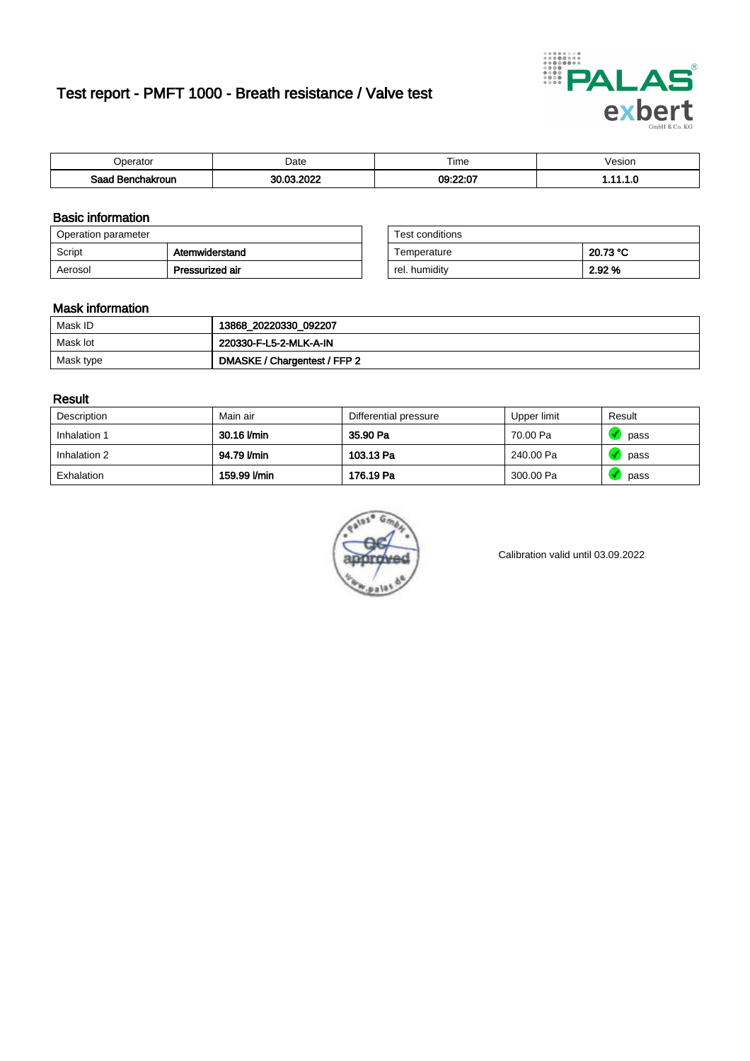# Test report - PMFT 1000 - Breath resistance / Valve test

| Operator | Date | Time | Vesion |
|---|---|---|---|
| **Saad Benchakroun** | **30.03.2022** | **09:22:07** | **1.11.1.0** |

## Basic information

| Operation parameter | |
|---|---|
| Script | **Atemwiderstand** |
| Aerosol | **Pressurized air** |

| Test conditions | |
|---|---|
| Temperature | **20.73 °C** |
| rel. humidity | **2.92 %** |

## Mask information

| | |
|---|---|
| Mask ID | **13868_20220330_092207** |
| Mask lot | **220330-F-L5-2-MLK-A-IN** |
| Mask type | **DMASKE / Chargentest / FFP 2** |

## Result

| Description | Main air | Differential pressure | Upper limit | Result |
|---|---|---|---|---|
| Inhalation 1 | **30.16 l/min** | **35.90 Pa** | 70.00 Pa | pass |
| Inhalation 2 | **94.79 l/min** | **103.13 Pa** | 240.00 Pa | pass |
| Exhalation | **159.99 l/min** | **176.19 Pa** | 300.00 Pa | pass |

Calibration valid until 03.09.2022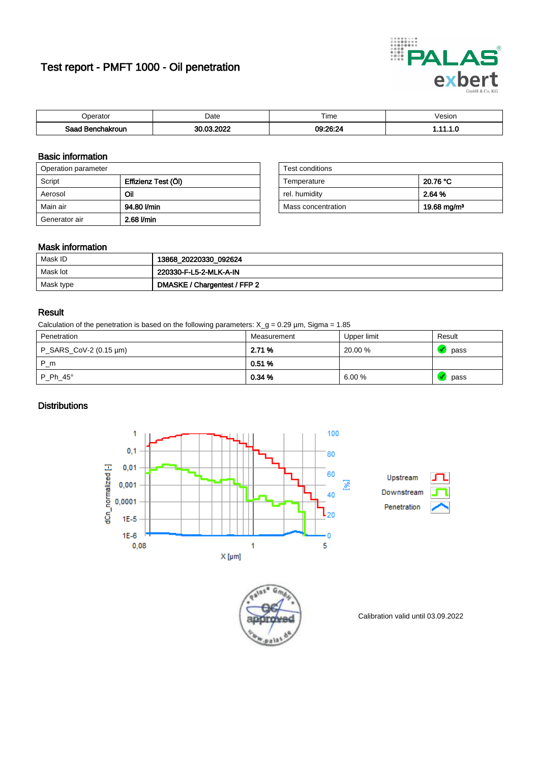# Test report - PMFT 1000 - Oil penetration

| Operator | Date | Time | Vesion |
|---|---|---|---|
| **Saad Benchakroun** | **30.03.2022** | **09:26:24** | **1.11.1.0** |

## Basic information

| Operation parameter | |
|---|---|
| Script | **Effizienz Test (Öl)** |
| Aerosol | **Oil** |
| Main air | **94.80 l/min** |
| Generator air | **2.68 l/min** |

| Test conditions | |
|---|---|
| Temperature | **20.76 °C** |
| rel. humidity | **2.64 %** |
| Mass concentration | **19.68 mg/m³** |

## Mask information

| | |
|---|---|
| Mask ID | **13868_20220330_092624** |
| Mask lot | **220330-F-L5-2-MLK-A-IN** |
| Mask type | **DMASKE / Chargentest / FFP 2** |

## Result

Calculation of the penetration is based on the following parameters: X_g = 0.29 µm, Sigma = 1.85

| Penetration | Measurement | Upper limit | Result |
|---|---|---|---|
| P_SARS_CoV-2 (0.15 µm) | **2.71 %** | 20.00 % | pass |
| P_m | **0.51 %** | | |
| P_Ph_45° | **0.34 %** | 6.00 % | pass |

## Distributions

dCn_normalized [-]
1
0,1
0,01
0,001
0,0001
1E-5
1E-6
0,08
1
5
X [µm]
[%]
100
80
60
40
20
0
Upstream
Downstream
Penetration

Calibration valid until 03.09.2022